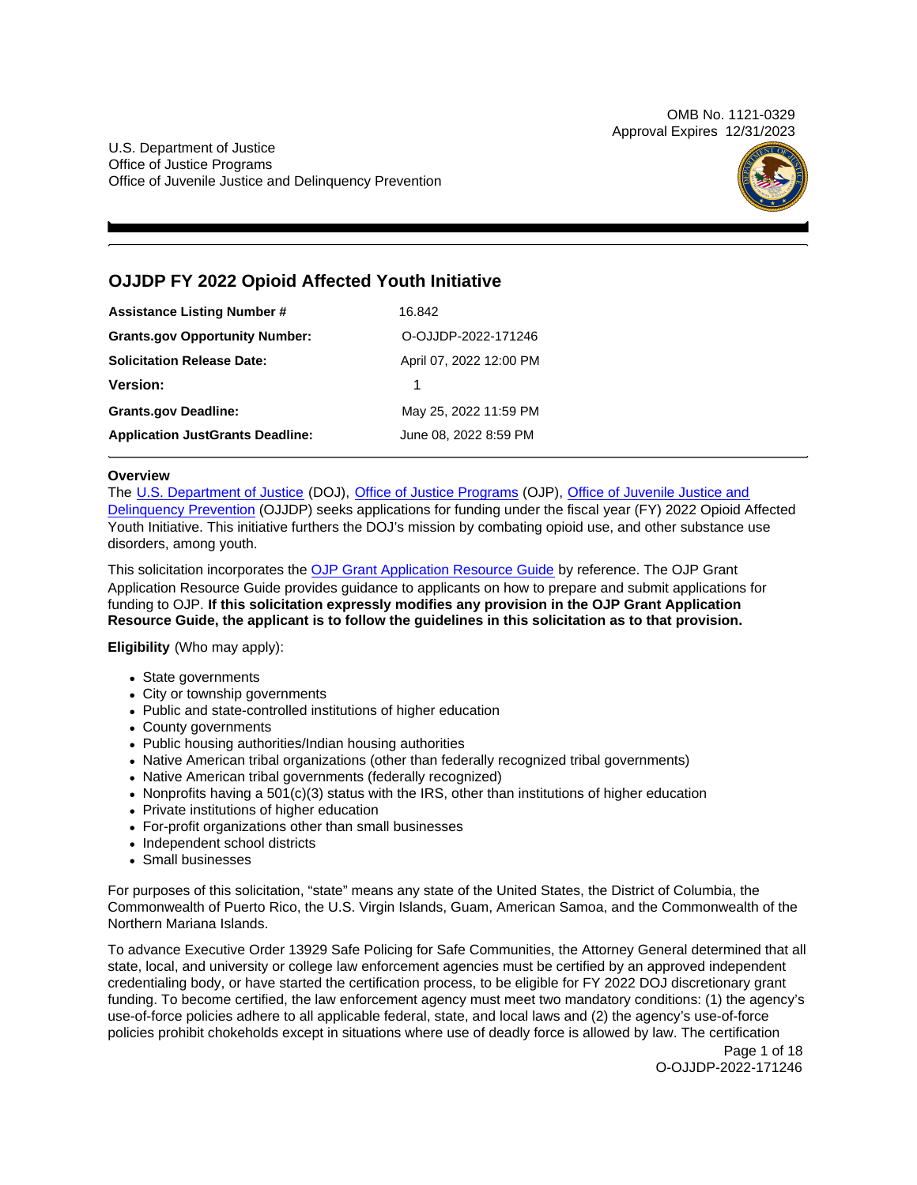OMB No. 1121-0329
Approval Expires 12/31/2023

U.S. Department of Justice
Office of Justice Programs
Office of Juvenile Justice and Delinquency Prevention

# OJJDP FY 2022 Opioid Affected Youth Initiative

| | |
|---|---|
| **Assistance Listing Number #** | 16.842 |
| **Grants.gov Opportunity Number:** | O-OJJDP-2022-171246 |
| **Solicitation Release Date:** | April 07, 2022 12:00 PM |
| **Version:** | 1 |
| **Grants.gov Deadline:** | May 25, 2022 11:59 PM |
| **Application JustGrants Deadline:** | June 08, 2022 8:59 PM |

**Overview**

The U.S. Department of Justice (DOJ), Office of Justice Programs (OJP), Office of Juvenile Justice and Delinquency Prevention (OJJDP) seeks applications for funding under the fiscal year (FY) 2022 Opioid Affected Youth Initiative. This initiative furthers the DOJ's mission by combating opioid use, and other substance use disorders, among youth.

This solicitation incorporates the OJP Grant Application Resource Guide by reference. The OJP Grant Application Resource Guide provides guidance to applicants on how to prepare and submit applications for funding to OJP. **If this solicitation expressly modifies any provision in the OJP Grant Application Resource Guide, the applicant is to follow the guidelines in this solicitation as to that provision.**

**Eligibility** (Who may apply):

- State governments
- City or township governments
- Public and state-controlled institutions of higher education
- County governments
- Public housing authorities/Indian housing authorities
- Native American tribal organizations (other than federally recognized tribal governments)
- Native American tribal governments (federally recognized)
- Nonprofits having a 501(c)(3) status with the IRS, other than institutions of higher education
- Private institutions of higher education
- For-profit organizations other than small businesses
- Independent school districts
- Small businesses

For purposes of this solicitation, "state" means any state of the United States, the District of Columbia, the Commonwealth of Puerto Rico, the U.S. Virgin Islands, Guam, American Samoa, and the Commonwealth of the Northern Mariana Islands.

To advance Executive Order 13929 Safe Policing for Safe Communities, the Attorney General determined that all state, local, and university or college law enforcement agencies must be certified by an approved independent credentialing body, or have started the certification process, to be eligible for FY 2022 DOJ discretionary grant funding. To become certified, the law enforcement agency must meet two mandatory conditions: (1) the agency's use-of-force policies adhere to all applicable federal, state, and local laws and (2) the agency's use-of-force policies prohibit chokeholds except in situations where use of deadly force is allowed by law. The certification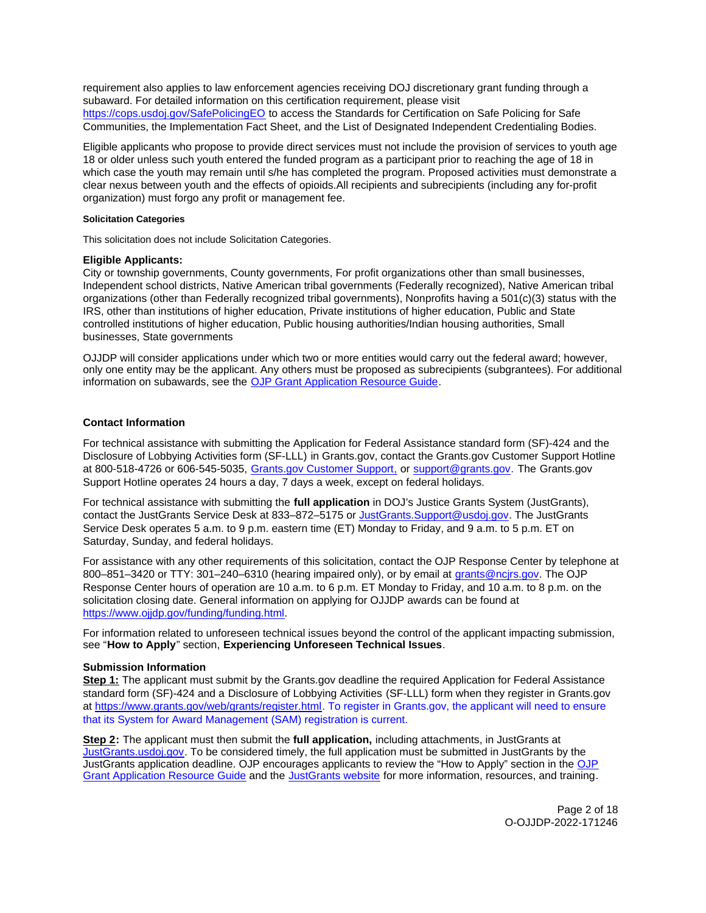requirement also applies to law enforcement agencies receiving DOJ discretionary grant funding through a subaward. For detailed information on this certification requirement, please visit [https://cops.usdoj.gov/SafePolicingEO](https://cops.usdoj.gov/SafePolicingEO) to access the Standards for Certification on Safe Policing for Safe Communities, the Implementation Fact Sheet, and the List of Designated Independent Credentialing Bodies.

Eligible applicants who propose to provide direct services must not include the provision of services to youth age 18 or older unless such youth entered the funded program as a participant prior to reaching the age of 18 in which case the youth may remain until s/he has completed the program. Proposed activities must demonstrate a clear nexus between youth and the effects of opioids.All recipients and subrecipients (including any for-profit organization) must forgo any profit or management fee.

#### Solicitation Categories

This solicitation does not include Solicitation Categories.

### Eligible Applicants:

City or township governments, County governments, For profit organizations other than small businesses, Independent school districts, Native American tribal governments (Federally recognized), Native American tribal organizations (other than Federally recognized tribal governments), Nonprofits having a 501(c)(3) status with the IRS, other than institutions of higher education, Private institutions of higher education, Public and State controlled institutions of higher education, Public housing authorities/Indian housing authorities, Small businesses, State governments

OJJDP will consider applications under which two or more entities would carry out the federal award; however, only one entity may be the applicant. Any others must be proposed as subrecipients (subgrantees). For additional information on subawards, see the [OJP Grant Application Resource Guide](https://www.ojp.gov/funding/apply/ojp-grant-application-resource-guide).

### Contact Information

For technical assistance with submitting the Application for Federal Assistance standard form (SF)-424 and the Disclosure of Lobbying Activities form (SF-LLL) in Grants.gov, contact the Grants.gov Customer Support Hotline at 800-518-4726 or 606-545-5035, [Grants.gov Customer Support,](https://www.grants.gov/web/grants/support.html) or [support@grants.gov](mailto:support@grants.gov). The Grants.gov Support Hotline operates 24 hours a day, 7 days a week, except on federal holidays.

For technical assistance with submitting the **full application** in DOJ's Justice Grants System (JustGrants), contact the JustGrants Service Desk at 833–872–5175 or [JustGrants.Support@usdoj.gov](mailto:JustGrants.Support@usdoj.gov). The JustGrants Service Desk operates 5 a.m. to 9 p.m. eastern time (ET) Monday to Friday, and 9 a.m. to 5 p.m. ET on Saturday, Sunday, and federal holidays.

For assistance with any other requirements of this solicitation, contact the OJP Response Center by telephone at 800–851–3420 or TTY: 301–240–6310 (hearing impaired only), or by email at [grants@ncjrs.gov](mailto:grants@ncjrs.gov). The OJP Response Center hours of operation are 10 a.m. to 6 p.m. ET Monday to Friday, and 10 a.m. to 8 p.m. on the solicitation closing date. General information on applying for OJJDP awards can be found at [https://www.ojjdp.gov/funding/funding.html](https://www.ojjdp.gov/funding/funding.html).

For information related to unforeseen technical issues beyond the control of the applicant impacting submission, see "**How to Apply**" section, **Experiencing Unforeseen Technical Issues**.

### Submission Information

**Step 1:** The applicant must submit by the Grants.gov deadline the required Application for Federal Assistance standard form (SF)-424 and a Disclosure of Lobbying Activities (SF-LLL) form when they register in Grants.gov at [https://www.grants.gov/web/grants/register.html](https://www.grants.gov/web/grants/register.html). To register in Grants.gov, the applicant will need to ensure that its System for Award Management (SAM) registration is current.

**Step 2:** The applicant must then submit the **full application,** including attachments, in JustGrants at [JustGrants.usdoj.gov](https://justgrants.usdoj.gov). To be considered timely, the full application must be submitted in JustGrants by the JustGrants application deadline. OJP encourages applicants to review the "How to Apply" section in the [OJP Grant Application Resource Guide](https://www.ojp.gov/funding/apply/ojp-grant-application-resource-guide) and the [JustGrants website](https://justicegrants.usdoj.gov) for more information, resources, and training.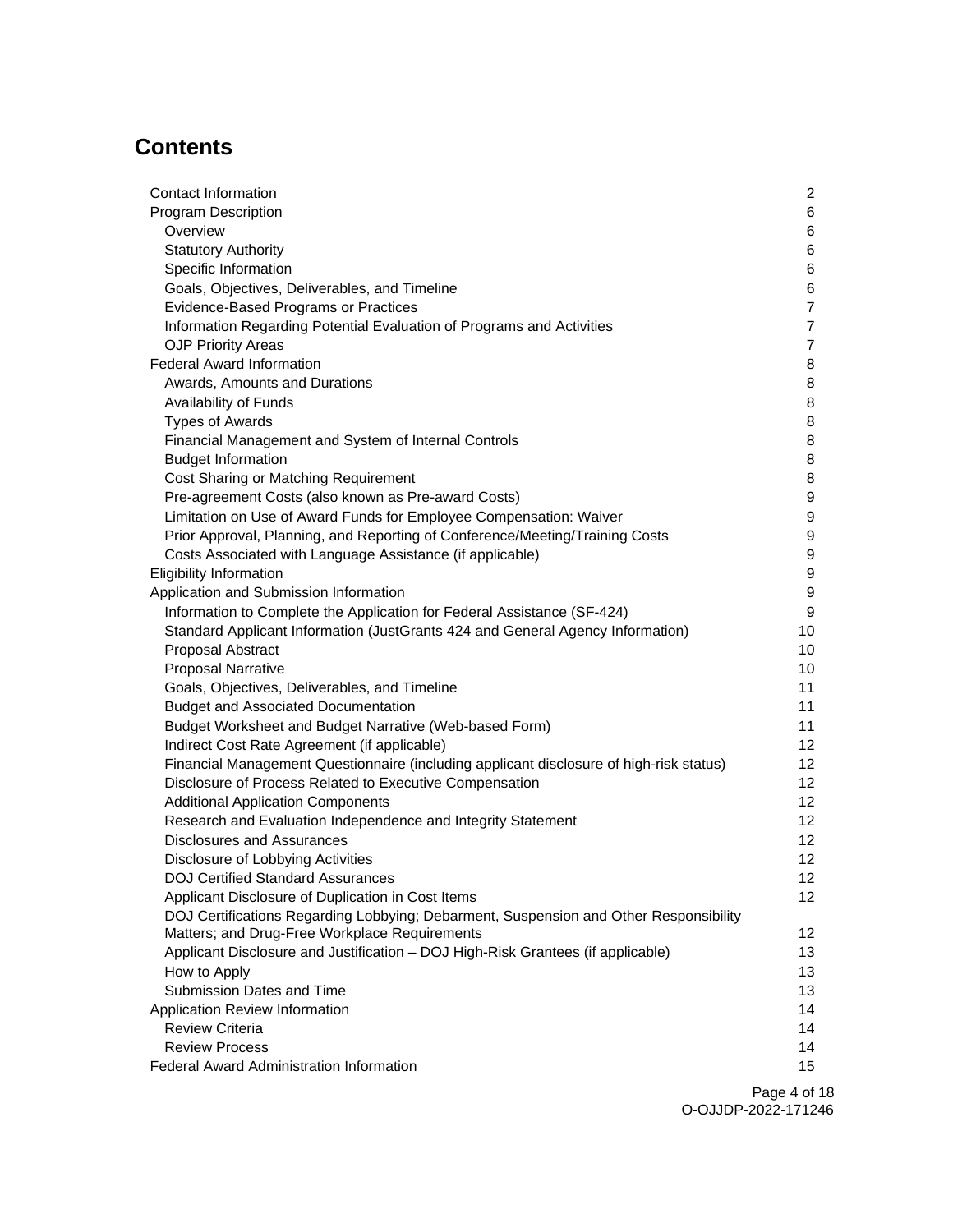## Contents

| | |
|---|---|
| Contact Information | 2 |
| Program Description | 6 |
| Overview | 6 |
| Statutory Authority | 6 |
| Specific Information | 6 |
| Goals, Objectives, Deliverables, and Timeline | 6 |
| Evidence-Based Programs or Practices | 7 |
| Information Regarding Potential Evaluation of Programs and Activities | 7 |
| OJP Priority Areas | 7 |
| Federal Award Information | 8 |
| Awards, Amounts and Durations | 8 |
| Availability of Funds | 8 |
| Types of Awards | 8 |
| Financial Management and System of Internal Controls | 8 |
| Budget Information | 8 |
| Cost Sharing or Matching Requirement | 8 |
| Pre-agreement Costs (also known as Pre-award Costs) | 9 |
| Limitation on Use of Award Funds for Employee Compensation: Waiver | 9 |
| Prior Approval, Planning, and Reporting of Conference/Meeting/Training Costs | 9 |
| Costs Associated with Language Assistance (if applicable) | 9 |
| Eligibility Information | 9 |
| Application and Submission Information | 9 |
| Information to Complete the Application for Federal Assistance (SF-424) | 9 |
| Standard Applicant Information (JustGrants 424 and General Agency Information) | 10 |
| Proposal Abstract | 10 |
| Proposal Narrative | 10 |
| Goals, Objectives, Deliverables, and Timeline | 11 |
| Budget and Associated Documentation | 11 |
| Budget Worksheet and Budget Narrative (Web-based Form) | 11 |
| Indirect Cost Rate Agreement (if applicable) | 12 |
| Financial Management Questionnaire (including applicant disclosure of high-risk status) | 12 |
| Disclosure of Process Related to Executive Compensation | 12 |
| Additional Application Components | 12 |
| Research and Evaluation Independence and Integrity Statement | 12 |
| Disclosures and Assurances | 12 |
| Disclosure of Lobbying Activities | 12 |
| DOJ Certified Standard Assurances | 12 |
| Applicant Disclosure of Duplication in Cost Items | 12 |
| DOJ Certifications Regarding Lobbying; Debarment, Suspension and Other Responsibility Matters; and Drug-Free Workplace Requirements | 12 |
| Applicant Disclosure and Justification – DOJ High-Risk Grantees (if applicable) | 13 |
| How to Apply | 13 |
| Submission Dates and Time | 13 |
| Application Review Information | 14 |
| Review Criteria | 14 |
| Review Process | 14 |
| Federal Award Administration Information | 15 |

O-OJJDP-2022-171246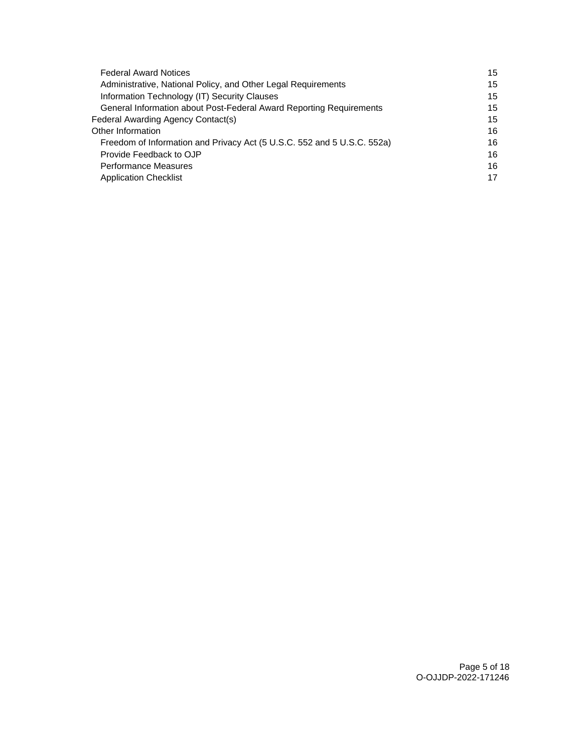- Federal Award Notices 15
- Administrative, National Policy, and Other Legal Requirements 15
- Information Technology (IT) Security Clauses 15
- General Information about Post-Federal Award Reporting Requirements 15

Federal Awarding Agency Contact(s) 15

Other Information 16

- Freedom of Information and Privacy Act (5 U.S.C. 552 and 5 U.S.C. 552a) 16
- Provide Feedback to OJP 16
- Performance Measures 16
- Application Checklist 17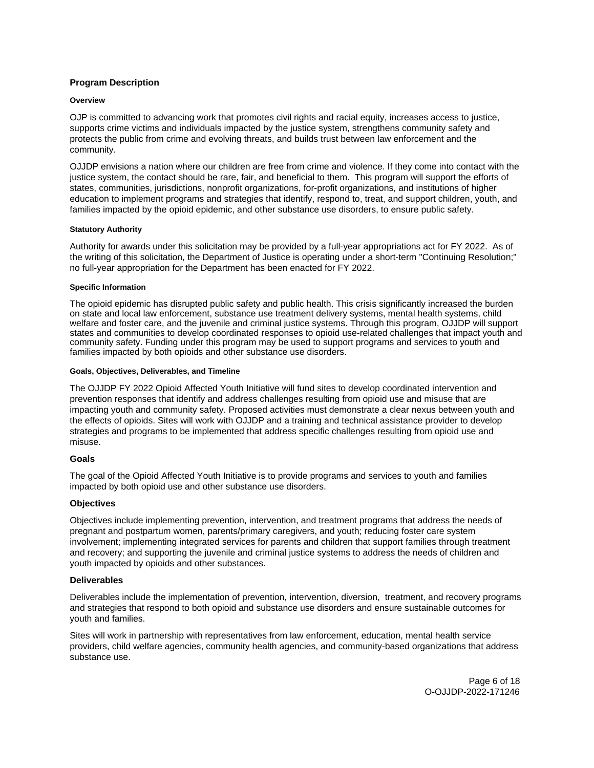## Program Description

#### Overview

OJP is committed to advancing work that promotes civil rights and racial equity, increases access to justice, supports crime victims and individuals impacted by the justice system, strengthens community safety and protects the public from crime and evolving threats, and builds trust between law enforcement and the community.

OJJDP envisions a nation where our children are free from crime and violence. If they come into contact with the justice system, the contact should be rare, fair, and beneficial to them. This program will support the efforts of states, communities, jurisdictions, nonprofit organizations, for-profit organizations, and institutions of higher education to implement programs and strategies that identify, respond to, treat, and support children, youth, and families impacted by the opioid epidemic, and other substance use disorders, to ensure public safety.

#### Statutory Authority

Authority for awards under this solicitation may be provided by a full-year appropriations act for FY 2022. As of the writing of this solicitation, the Department of Justice is operating under a short-term "Continuing Resolution;" no full-year appropriation for the Department has been enacted for FY 2022.

#### Specific Information

The opioid epidemic has disrupted public safety and public health. This crisis significantly increased the burden on state and local law enforcement, substance use treatment delivery systems, mental health systems, child welfare and foster care, and the juvenile and criminal justice systems. Through this program, OJJDP will support states and communities to develop coordinated responses to opioid use-related challenges that impact youth and community safety. Funding under this program may be used to support programs and services to youth and families impacted by both opioids and other substance use disorders.

#### Goals, Objectives, Deliverables, and Timeline

The OJJDP FY 2022 Opioid Affected Youth Initiative will fund sites to develop coordinated intervention and prevention responses that identify and address challenges resulting from opioid use and misuse that are impacting youth and community safety. Proposed activities must demonstrate a clear nexus between youth and the effects of opioids. Sites will work with OJJDP and a training and technical assistance provider to develop strategies and programs to be implemented that address specific challenges resulting from opioid use and misuse.

### Goals

The goal of the Opioid Affected Youth Initiative is to provide programs and services to youth and families impacted by both opioid use and other substance use disorders.

### Objectives

Objectives include implementing prevention, intervention, and treatment programs that address the needs of pregnant and postpartum women, parents/primary caregivers, and youth; reducing foster care system involvement; implementing integrated services for parents and children that support families through treatment and recovery; and supporting the juvenile and criminal justice systems to address the needs of children and youth impacted by opioids and other substances.

### Deliverables

Deliverables include the implementation of prevention, intervention, diversion, treatment, and recovery programs and strategies that respond to both opioid and substance use disorders and ensure sustainable outcomes for youth and families.

Sites will work in partnership with representatives from law enforcement, education, mental health service providers, child welfare agencies, community health agencies, and community-based organizations that address substance use.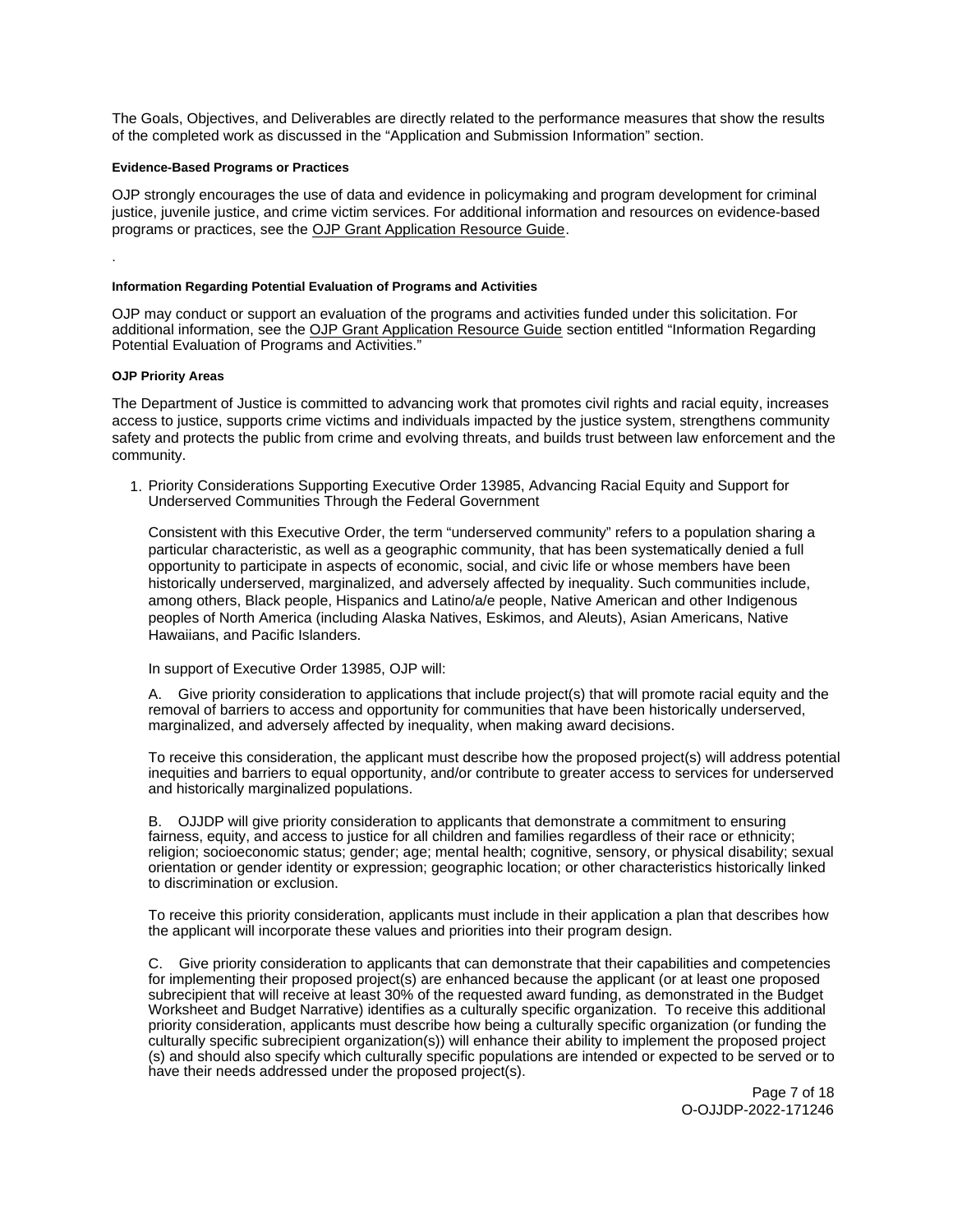The Goals, Objectives, and Deliverables are directly related to the performance measures that show the results of the completed work as discussed in the "Application and Submission Information" section.

#### Evidence-Based Programs or Practices

OJP strongly encourages the use of data and evidence in policymaking and program development for criminal justice, juvenile justice, and crime victim services. For additional information and resources on evidence-based programs or practices, see the OJP Grant Application Resource Guide.

.

#### Information Regarding Potential Evaluation of Programs and Activities

OJP may conduct or support an evaluation of the programs and activities funded under this solicitation. For additional information, see the OJP Grant Application Resource Guide section entitled "Information Regarding Potential Evaluation of Programs and Activities."

#### OJP Priority Areas

The Department of Justice is committed to advancing work that promotes civil rights and racial equity, increases access to justice, supports crime victims and individuals impacted by the justice system, strengthens community safety and protects the public from crime and evolving threats, and builds trust between law enforcement and the community.

1. Priority Considerations Supporting Executive Order 13985, Advancing Racial Equity and Support for Underserved Communities Through the Federal Government

   Consistent with this Executive Order, the term "underserved community" refers to a population sharing a particular characteristic, as well as a geographic community, that has been systematically denied a full opportunity to participate in aspects of economic, social, and civic life or whose members have been historically underserved, marginalized, and adversely affected by inequality. Such communities include, among others, Black people, Hispanics and Latino/a/e people, Native American and other Indigenous peoples of North America (including Alaska Natives, Eskimos, and Aleuts), Asian Americans, Native Hawaiians, and Pacific Islanders.

   In support of Executive Order 13985, OJP will:

   A. Give priority consideration to applications that include project(s) that will promote racial equity and the removal of barriers to access and opportunity for communities that have been historically underserved, marginalized, and adversely affected by inequality, when making award decisions.

   To receive this consideration, the applicant must describe how the proposed project(s) will address potential inequities and barriers to equal opportunity, and/or contribute to greater access to services for underserved and historically marginalized populations.

   B. OJJDP will give priority consideration to applicants that demonstrate a commitment to ensuring fairness, equity, and access to justice for all children and families regardless of their race or ethnicity; religion; socioeconomic status; gender; age; mental health; cognitive, sensory, or physical disability; sexual orientation or gender identity or expression; geographic location; or other characteristics historically linked to discrimination or exclusion.

   To receive this priority consideration, applicants must include in their application a plan that describes how the applicant will incorporate these values and priorities into their program design.

   C. Give priority consideration to applicants that can demonstrate that their capabilities and competencies for implementing their proposed project(s) are enhanced because the applicant (or at least one proposed subrecipient that will receive at least 30% of the requested award funding, as demonstrated in the Budget Worksheet and Budget Narrative) identifies as a culturally specific organization. To receive this additional priority consideration, applicants must describe how being a culturally specific organization (or funding the culturally specific subrecipient organization(s)) will enhance their ability to implement the proposed project (s) and should also specify which culturally specific populations are intended or expected to be served or to have their needs addressed under the proposed project(s).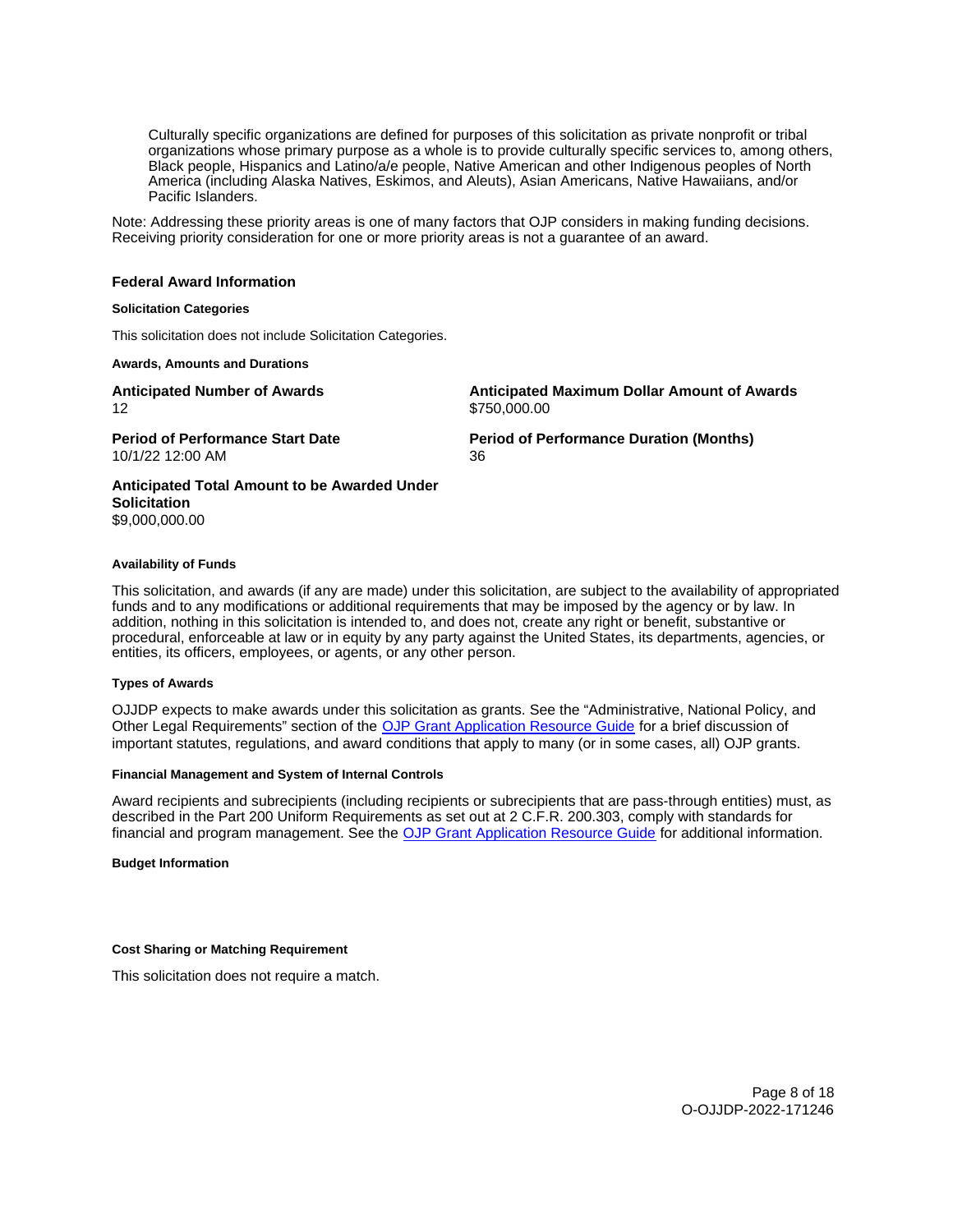Culturally specific organizations are defined for purposes of this solicitation as private nonprofit or tribal organizations whose primary purpose as a whole is to provide culturally specific services to, among others, Black people, Hispanics and Latino/a/e people, Native American and other Indigenous peoples of North America (including Alaska Natives, Eskimos, and Aleuts), Asian Americans, Native Hawaiians, and/or Pacific Islanders.

Note: Addressing these priority areas is one of many factors that OJP considers in making funding decisions. Receiving priority consideration for one or more priority areas is not a guarantee of an award.

## Federal Award Information

#### Solicitation Categories

This solicitation does not include Solicitation Categories.

#### Awards, Amounts and Durations

**Anticipated Number of Awards**
12

**Anticipated Maximum Dollar Amount of Awards**
$750,000.00

**Period of Performance Start Date**
10/1/22 12:00 AM

**Period of Performance Duration (Months)**
36

**Anticipated Total Amount to be Awarded Under Solicitation**
$9,000,000.00

#### Availability of Funds

This solicitation, and awards (if any are made) under this solicitation, are subject to the availability of appropriated funds and to any modifications or additional requirements that may be imposed by the agency or by law. In addition, nothing in this solicitation is intended to, and does not, create any right or benefit, substantive or procedural, enforceable at law or in equity by any party against the United States, its departments, agencies, or entities, its officers, employees, or agents, or any other person.

#### Types of Awards

OJJDP expects to make awards under this solicitation as grants. See the "Administrative, National Policy, and Other Legal Requirements" section of the OJP Grant Application Resource Guide for a brief discussion of important statutes, regulations, and award conditions that apply to many (or in some cases, all) OJP grants.

#### Financial Management and System of Internal Controls

Award recipients and subrecipients (including recipients or subrecipients that are pass-through entities) must, as described in the Part 200 Uniform Requirements as set out at 2 C.F.R. 200.303, comply with standards for financial and program management. See the OJP Grant Application Resource Guide for additional information.

#### Budget Information

#### Cost Sharing or Matching Requirement

This solicitation does not require a match.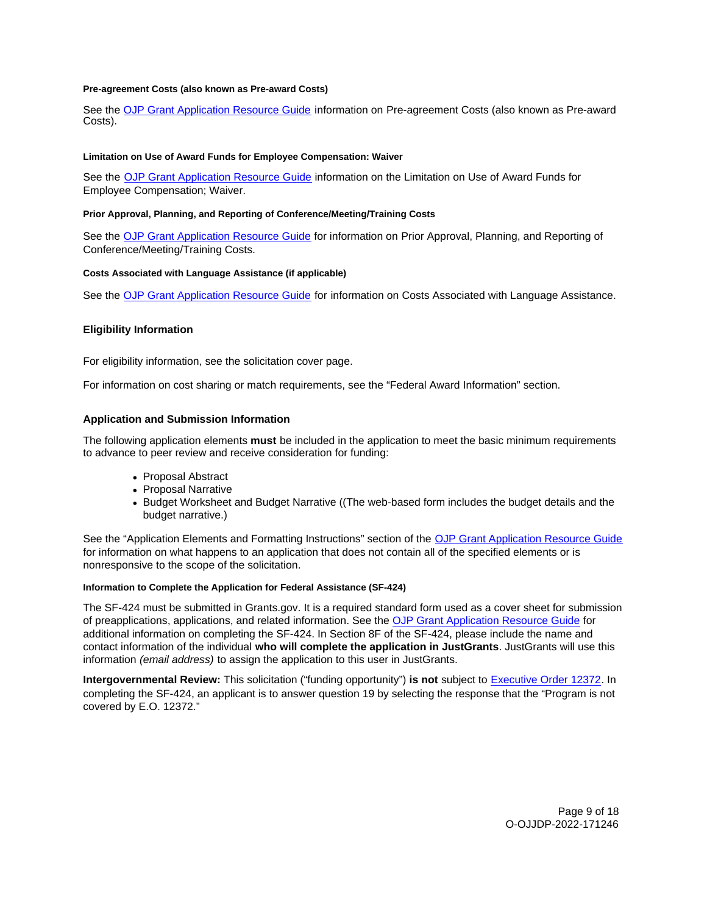#### Pre-agreement Costs (also known as Pre-award Costs)

See the OJP Grant Application Resource Guide information on Pre-agreement Costs (also known as Pre-award Costs).

#### Limitation on Use of Award Funds for Employee Compensation: Waiver

See the OJP Grant Application Resource Guide information on the Limitation on Use of Award Funds for Employee Compensation; Waiver.

#### Prior Approval, Planning, and Reporting of Conference/Meeting/Training Costs

See the OJP Grant Application Resource Guide for information on Prior Approval, Planning, and Reporting of Conference/Meeting/Training Costs.

#### Costs Associated with Language Assistance (if applicable)

See the OJP Grant Application Resource Guide for information on Costs Associated with Language Assistance.

### Eligibility Information

For eligibility information, see the solicitation cover page.

For information on cost sharing or match requirements, see the "Federal Award Information" section.

### Application and Submission Information

The following application elements **must** be included in the application to meet the basic minimum requirements to advance to peer review and receive consideration for funding:

- Proposal Abstract
- Proposal Narrative
- Budget Worksheet and Budget Narrative ((The web-based form includes the budget details and the budget narrative.)

See the "Application Elements and Formatting Instructions" section of the OJP Grant Application Resource Guide for information on what happens to an application that does not contain all of the specified elements or is nonresponsive to the scope of the solicitation.

#### Information to Complete the Application for Federal Assistance (SF-424)

The SF-424 must be submitted in Grants.gov. It is a required standard form used as a cover sheet for submission of preapplications, applications, and related information. See the OJP Grant Application Resource Guide for additional information on completing the SF-424. In Section 8F of the SF-424, please include the name and contact information of the individual **who will complete the application in JustGrants**. JustGrants will use this information *(email address)* to assign the application to this user in JustGrants.

**Intergovernmental Review:** This solicitation ("funding opportunity") **is not** subject to Executive Order 12372. In completing the SF-424, an applicant is to answer question 19 by selecting the response that the "Program is not covered by E.O. 12372."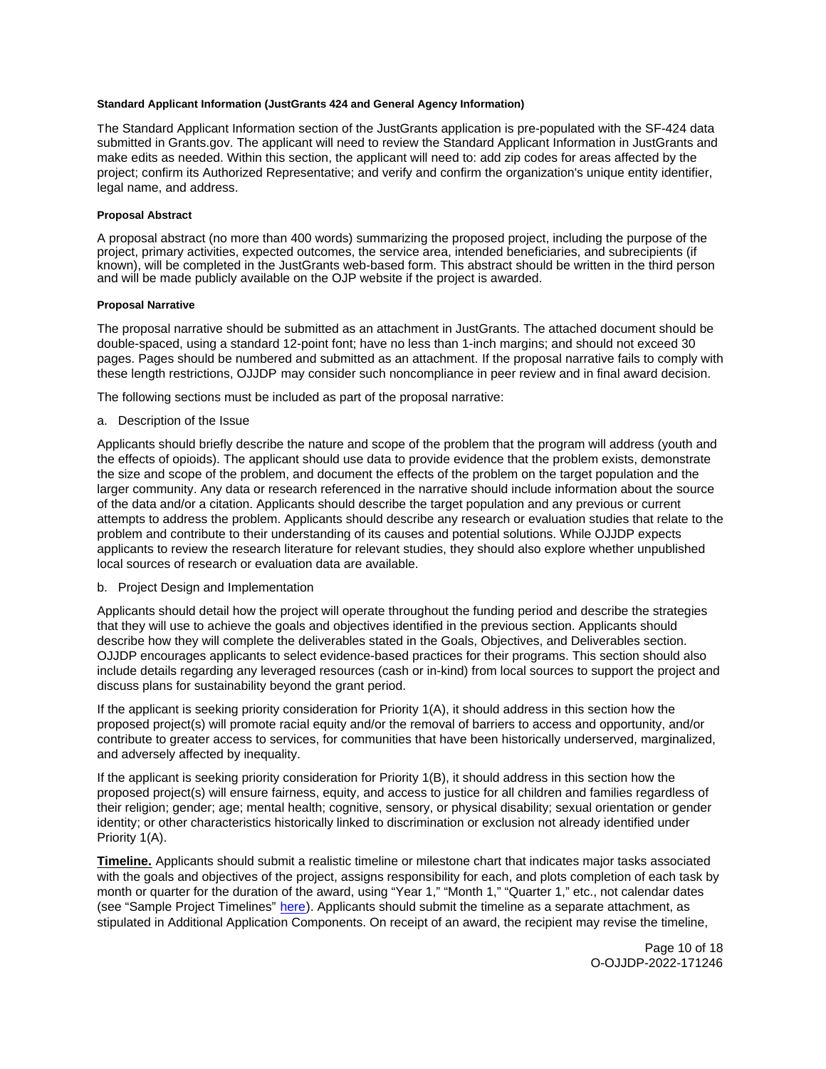#### Standard Applicant Information (JustGrants 424 and General Agency Information)

The Standard Applicant Information section of the JustGrants application is pre-populated with the SF-424 data submitted in Grants.gov. The applicant will need to review the Standard Applicant Information in JustGrants and make edits as needed. Within this section, the applicant will need to: add zip codes for areas affected by the project; confirm its Authorized Representative; and verify and confirm the organization's unique entity identifier, legal name, and address.

#### Proposal Abstract

A proposal abstract (no more than 400 words) summarizing the proposed project, including the purpose of the project, primary activities, expected outcomes, the service area, intended beneficiaries, and subrecipients (if known), will be completed in the JustGrants web-based form. This abstract should be written in the third person and will be made publicly available on the OJP website if the project is awarded.

#### Proposal Narrative

The proposal narrative should be submitted as an attachment in JustGrants. The attached document should be double-spaced, using a standard 12-point font; have no less than 1-inch margins; and should not exceed 30 pages. Pages should be numbered and submitted as an attachment. If the proposal narrative fails to comply with these length restrictions, OJJDP may consider such noncompliance in peer review and in final award decision.

The following sections must be included as part of the proposal narrative:

a. Description of the Issue

Applicants should briefly describe the nature and scope of the problem that the program will address (youth and the effects of opioids). The applicant should use data to provide evidence that the problem exists, demonstrate the size and scope of the problem, and document the effects of the problem on the target population and the larger community. Any data or research referenced in the narrative should include information about the source of the data and/or a citation. Applicants should describe the target population and any previous or current attempts to address the problem. Applicants should describe any research or evaluation studies that relate to the problem and contribute to their understanding of its causes and potential solutions. While OJJDP expects applicants to review the research literature for relevant studies, they should also explore whether unpublished local sources of research or evaluation data are available.

b. Project Design and Implementation

Applicants should detail how the project will operate throughout the funding period and describe the strategies that they will use to achieve the goals and objectives identified in the previous section. Applicants should describe how they will complete the deliverables stated in the Goals, Objectives, and Deliverables section. OJJDP encourages applicants to select evidence-based practices for their programs. This section should also include details regarding any leveraged resources (cash or in-kind) from local sources to support the project and discuss plans for sustainability beyond the grant period.

If the applicant is seeking priority consideration for Priority 1(A), it should address in this section how the proposed project(s) will promote racial equity and/or the removal of barriers to access and opportunity, and/or contribute to greater access to services, for communities that have been historically underserved, marginalized, and adversely affected by inequality.

If the applicant is seeking priority consideration for Priority 1(B), it should address in this section how the proposed project(s) will ensure fairness, equity, and access to justice for all children and families regardless of their religion; gender; age; mental health; cognitive, sensory, or physical disability; sexual orientation or gender identity; or other characteristics historically linked to discrimination or exclusion not already identified under Priority 1(A).

**Timeline.** Applicants should submit a realistic timeline or milestone chart that indicates major tasks associated with the goals and objectives of the project, assigns responsibility for each, and plots completion of each task by month or quarter for the duration of the award, using "Year 1," "Month 1," "Quarter 1," etc., not calendar dates (see "Sample Project Timelines" here). Applicants should submit the timeline as a separate attachment, as stipulated in Additional Application Components. On receipt of an award, the recipient may revise the timeline,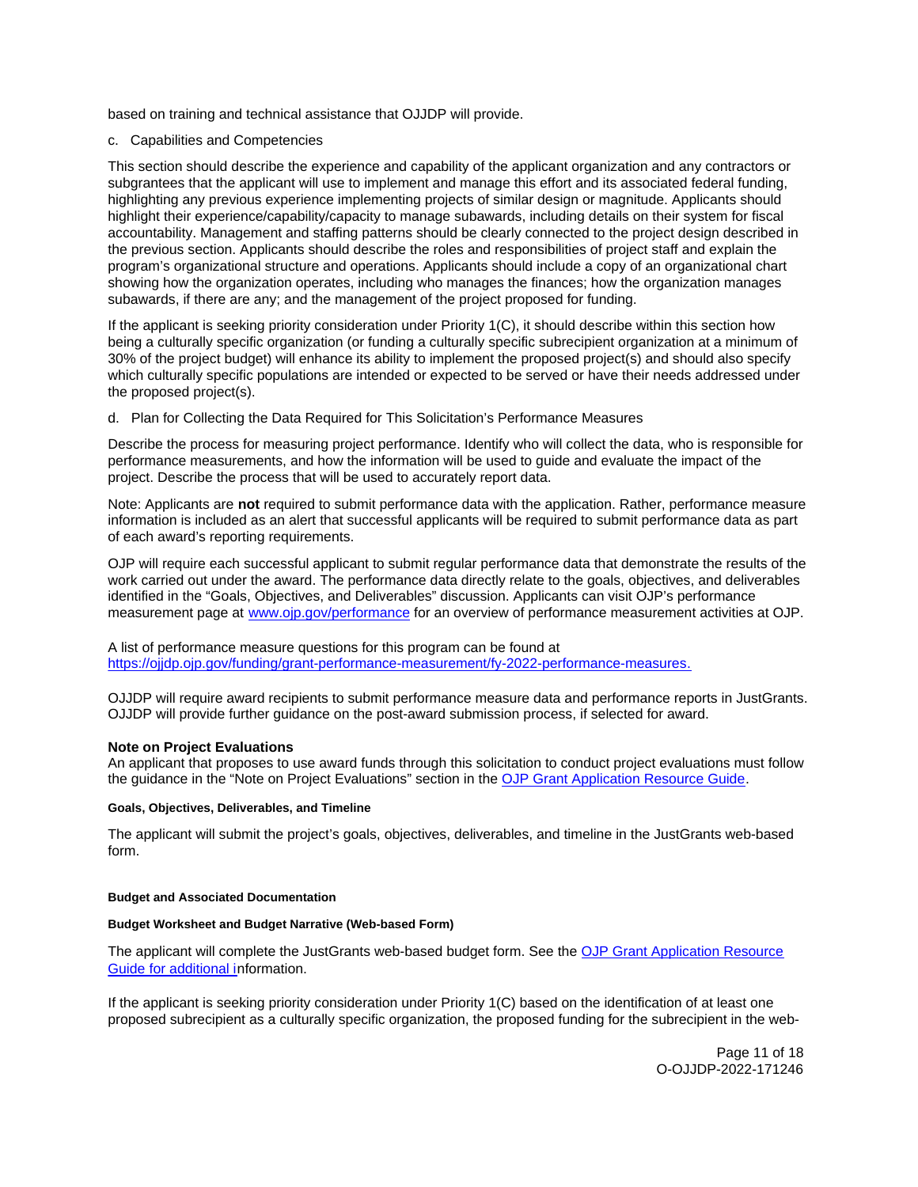based on training and technical assistance that OJJDP will provide.

c. Capabilities and Competencies

This section should describe the experience and capability of the applicant organization and any contractors or subgrantees that the applicant will use to implement and manage this effort and its associated federal funding, highlighting any previous experience implementing projects of similar design or magnitude. Applicants should highlight their experience/capability/capacity to manage subawards, including details on their system for fiscal accountability. Management and staffing patterns should be clearly connected to the project design described in the previous section. Applicants should describe the roles and responsibilities of project staff and explain the program's organizational structure and operations. Applicants should include a copy of an organizational chart showing how the organization operates, including who manages the finances; how the organization manages subawards, if there are any; and the management of the project proposed for funding.

If the applicant is seeking priority consideration under Priority 1(C), it should describe within this section how being a culturally specific organization (or funding a culturally specific subrecipient organization at a minimum of 30% of the project budget) will enhance its ability to implement the proposed project(s) and should also specify which culturally specific populations are intended or expected to be served or have their needs addressed under the proposed project(s).

d. Plan for Collecting the Data Required for This Solicitation's Performance Measures

Describe the process for measuring project performance. Identify who will collect the data, who is responsible for performance measurements, and how the information will be used to guide and evaluate the impact of the project. Describe the process that will be used to accurately report data.

Note: Applicants are **not** required to submit performance data with the application. Rather, performance measure information is included as an alert that successful applicants will be required to submit performance data as part of each award's reporting requirements.

OJP will require each successful applicant to submit regular performance data that demonstrate the results of the work carried out under the award. The performance data directly relate to the goals, objectives, and deliverables identified in the "Goals, Objectives, and Deliverables" discussion. Applicants can visit OJP's performance measurement page at [www.ojp.gov/performance](www.ojp.gov/performance) for an overview of performance measurement activities at OJP.

A list of performance measure questions for this program can be found at [https://ojjdp.ojp.gov/funding/grant-performance-measurement/fy-2022-performance-measures.](https://ojjdp.ojp.gov/funding/grant-performance-measurement/fy-2022-performance-measures)

OJJDP will require award recipients to submit performance measure data and performance reports in JustGrants. OJJDP will provide further guidance on the post-award submission process, if selected for award.

**Note on Project Evaluations**

An applicant that proposes to use award funds through this solicitation to conduct project evaluations must follow the guidance in the "Note on Project Evaluations" section in the OJP Grant Application Resource Guide.

#### Goals, Objectives, Deliverables, and Timeline

The applicant will submit the project's goals, objectives, deliverables, and timeline in the JustGrants web-based form.

#### Budget and Associated Documentation

#### Budget Worksheet and Budget Narrative (Web-based Form)

The applicant will complete the JustGrants web-based budget form. See the OJP Grant Application Resource Guide for additional information.

If the applicant is seeking priority consideration under Priority 1(C) based on the identification of at least one proposed subrecipient as a culturally specific organization, the proposed funding for the subrecipient in the web-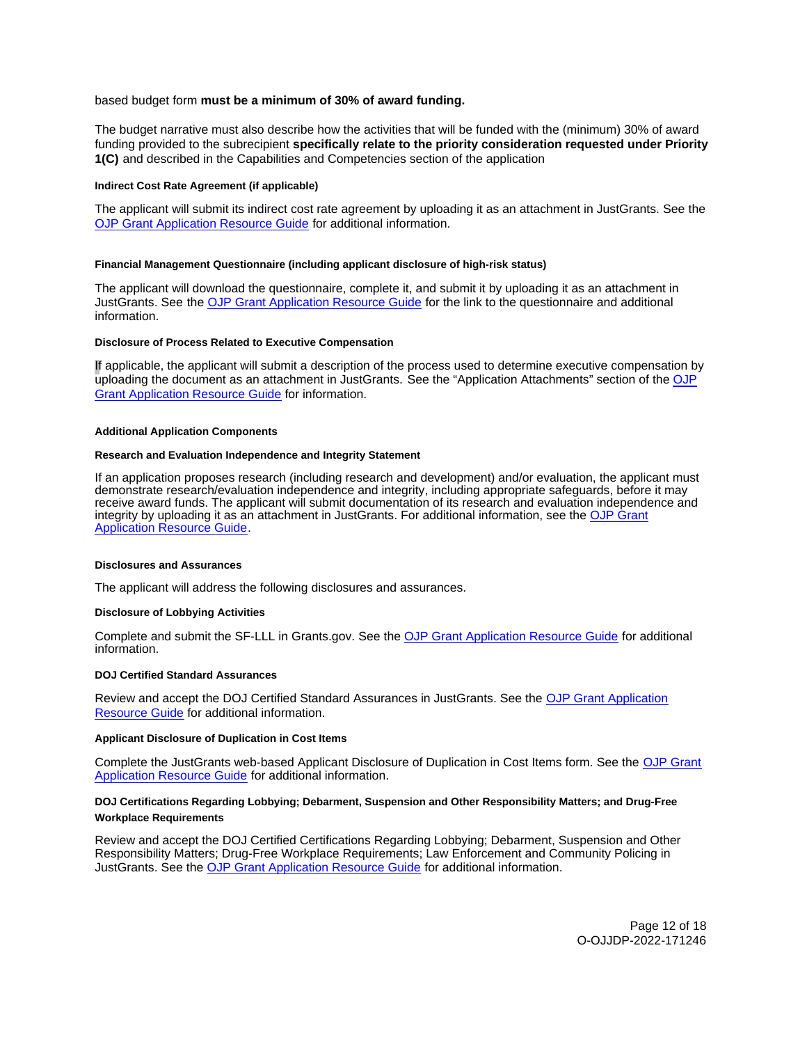based budget form **must be a minimum of 30% of award funding.**

The budget narrative must also describe how the activities that will be funded with the (minimum) 30% of award funding provided to the subrecipient **specifically relate to the priority consideration requested under Priority 1(C)** and described in the Capabilities and Competencies section of the application

#### Indirect Cost Rate Agreement (if applicable)

The applicant will submit its indirect cost rate agreement by uploading it as an attachment in JustGrants. See the OJP Grant Application Resource Guide for additional information.

#### Financial Management Questionnaire (including applicant disclosure of high-risk status)

The applicant will download the questionnaire, complete it, and submit it by uploading it as an attachment in JustGrants. See the OJP Grant Application Resource Guide for the link to the questionnaire and additional information.

#### Disclosure of Process Related to Executive Compensation

If applicable, the applicant will submit a description of the process used to determine executive compensation by uploading the document as an attachment in JustGrants. See the "Application Attachments" section of the OJP Grant Application Resource Guide for information.

### Additional Application Components

#### Research and Evaluation Independence and Integrity Statement

If an application proposes research (including research and development) and/or evaluation, the applicant must demonstrate research/evaluation independence and integrity, including appropriate safeguards, before it may receive award funds. The applicant will submit documentation of its research and evaluation independence and integrity by uploading it as an attachment in JustGrants. For additional information, see the OJP Grant Application Resource Guide.

### Disclosures and Assurances

The applicant will address the following disclosures and assurances.

#### Disclosure of Lobbying Activities

Complete and submit the SF-LLL in Grants.gov. See the OJP Grant Application Resource Guide for additional information.

#### DOJ Certified Standard Assurances

Review and accept the DOJ Certified Standard Assurances in JustGrants. See the OJP Grant Application Resource Guide for additional information.

#### Applicant Disclosure of Duplication in Cost Items

Complete the JustGrants web-based Applicant Disclosure of Duplication in Cost Items form. See the OJP Grant Application Resource Guide for additional information.

#### DOJ Certifications Regarding Lobbying; Debarment, Suspension and Other Responsibility Matters; and Drug-Free Workplace Requirements

Review and accept the DOJ Certified Certifications Regarding Lobbying; Debarment, Suspension and Other Responsibility Matters; Drug-Free Workplace Requirements; Law Enforcement and Community Policing in JustGrants. See the OJP Grant Application Resource Guide for additional information.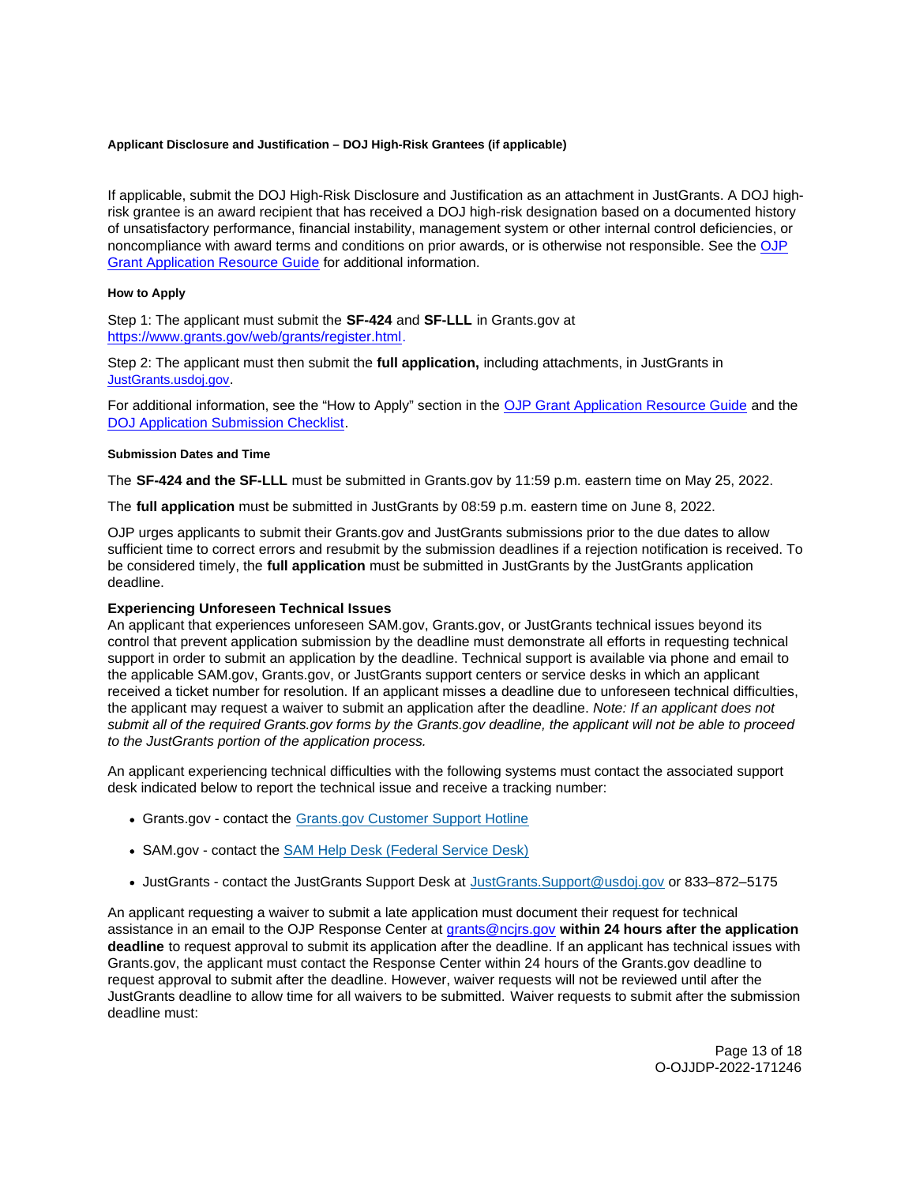#### Applicant Disclosure and Justification – DOJ High-Risk Grantees (if applicable)

If applicable, submit the DOJ High-Risk Disclosure and Justification as an attachment in JustGrants. A DOJ high-risk grantee is an award recipient that has received a DOJ high-risk designation based on a documented history of unsatisfactory performance, financial instability, management system or other internal control deficiencies, or noncompliance with award terms and conditions on prior awards, or is otherwise not responsible. See the OJP Grant Application Resource Guide for additional information.

#### How to Apply

Step 1: The applicant must submit the **SF-424** and **SF-LLL** in Grants.gov at https://www.grants.gov/web/grants/register.html.

Step 2: The applicant must then submit the **full application,** including attachments, in JustGrants in JustGrants.usdoj.gov.

For additional information, see the "How to Apply" section in the OJP Grant Application Resource Guide and the DOJ Application Submission Checklist.

#### Submission Dates and Time

The **SF-424 and the SF-LLL** must be submitted in Grants.gov by 11:59 p.m. eastern time on May 25, 2022.

The **full application** must be submitted in JustGrants by 08:59 p.m. eastern time on June 8, 2022.

OJP urges applicants to submit their Grants.gov and JustGrants submissions prior to the due dates to allow sufficient time to correct errors and resubmit by the submission deadlines if a rejection notification is received. To be considered timely, the **full application** must be submitted in JustGrants by the JustGrants application deadline.

**Experiencing Unforeseen Technical Issues**

An applicant that experiences unforeseen SAM.gov, Grants.gov, or JustGrants technical issues beyond its control that prevent application submission by the deadline must demonstrate all efforts in requesting technical support in order to submit an application by the deadline. Technical support is available via phone and email to the applicable SAM.gov, Grants.gov, or JustGrants support centers or service desks in which an applicant received a ticket number for resolution. If an applicant misses a deadline due to unforeseen technical difficulties, the applicant may request a waiver to submit an application after the deadline. *Note: If an applicant does not submit all of the required Grants.gov forms by the Grants.gov deadline, the applicant will not be able to proceed to the JustGrants portion of the application process.*

An applicant experiencing technical difficulties with the following systems must contact the associated support desk indicated below to report the technical issue and receive a tracking number:

- Grants.gov - contact the Grants.gov Customer Support Hotline
- SAM.gov - contact the SAM Help Desk (Federal Service Desk)
- JustGrants - contact the JustGrants Support Desk at JustGrants.Support@usdoj.gov or 833–872–5175

An applicant requesting a waiver to submit a late application must document their request for technical assistance in an email to the OJP Response Center at grants@ncjrs.gov **within 24 hours after the application deadline** to request approval to submit its application after the deadline. If an applicant has technical issues with Grants.gov, the applicant must contact the Response Center within 24 hours of the Grants.gov deadline to request approval to submit after the deadline. However, waiver requests will not be reviewed until after the JustGrants deadline to allow time for all waivers to be submitted. Waiver requests to submit after the submission deadline must: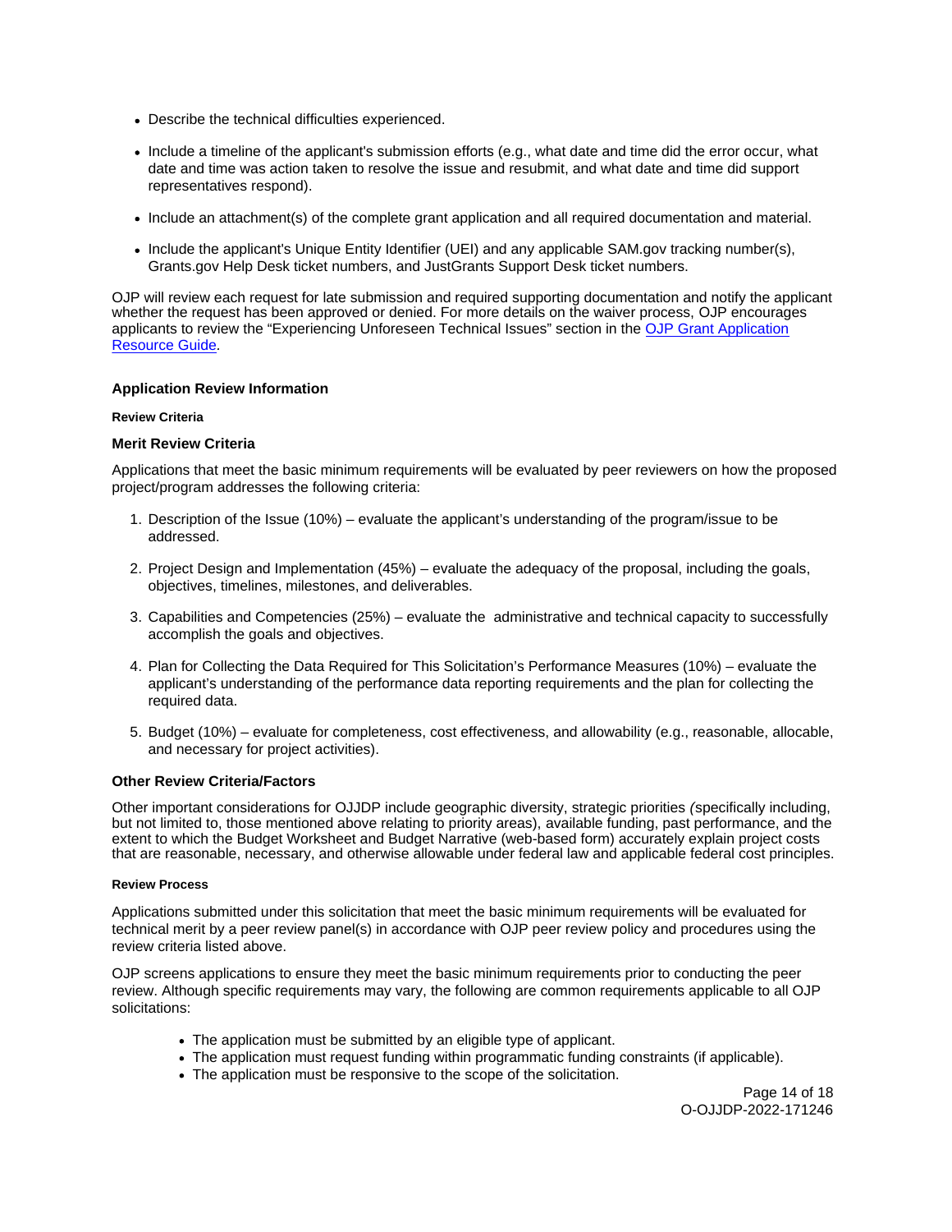- Describe the technical difficulties experienced.
- Include a timeline of the applicant's submission efforts (e.g., what date and time did the error occur, what date and time was action taken to resolve the issue and resubmit, and what date and time did support representatives respond).
- Include an attachment(s) of the complete grant application and all required documentation and material.
- Include the applicant's Unique Entity Identifier (UEI) and any applicable SAM.gov tracking number(s), Grants.gov Help Desk ticket numbers, and JustGrants Support Desk ticket numbers.

OJP will review each request for late submission and required supporting documentation and notify the applicant whether the request has been approved or denied. For more details on the waiver process, OJP encourages applicants to review the "Experiencing Unforeseen Technical Issues" section in the OJP Grant Application Resource Guide.

### Application Review Information

##### Review Criteria

#### Merit Review Criteria

Applications that meet the basic minimum requirements will be evaluated by peer reviewers on how the proposed project/program addresses the following criteria:

1. Description of the Issue (10%) – evaluate the applicant's understanding of the program/issue to be addressed.
2. Project Design and Implementation (45%) – evaluate the adequacy of the proposal, including the goals, objectives, timelines, milestones, and deliverables.
3. Capabilities and Competencies (25%) – evaluate the administrative and technical capacity to successfully accomplish the goals and objectives.
4. Plan for Collecting the Data Required for This Solicitation's Performance Measures (10%) – evaluate the applicant's understanding of the performance data reporting requirements and the plan for collecting the required data.
5. Budget (10%) – evaluate for completeness, cost effectiveness, and allowability (e.g., reasonable, allocable, and necessary for project activities).

#### Other Review Criteria/Factors

Other important considerations for OJJDP include geographic diversity, strategic priorities *(*specifically including, but not limited to, those mentioned above relating to priority areas), available funding, past performance, and the extent to which the Budget Worksheet and Budget Narrative (web-based form) accurately explain project costs that are reasonable, necessary, and otherwise allowable under federal law and applicable federal cost principles.

##### Review Process

Applications submitted under this solicitation that meet the basic minimum requirements will be evaluated for technical merit by a peer review panel(s) in accordance with OJP peer review policy and procedures using the review criteria listed above.

OJP screens applications to ensure they meet the basic minimum requirements prior to conducting the peer review. Although specific requirements may vary, the following are common requirements applicable to all OJP solicitations:

- The application must be submitted by an eligible type of applicant.
- The application must request funding within programmatic funding constraints (if applicable).
- The application must be responsive to the scope of the solicitation.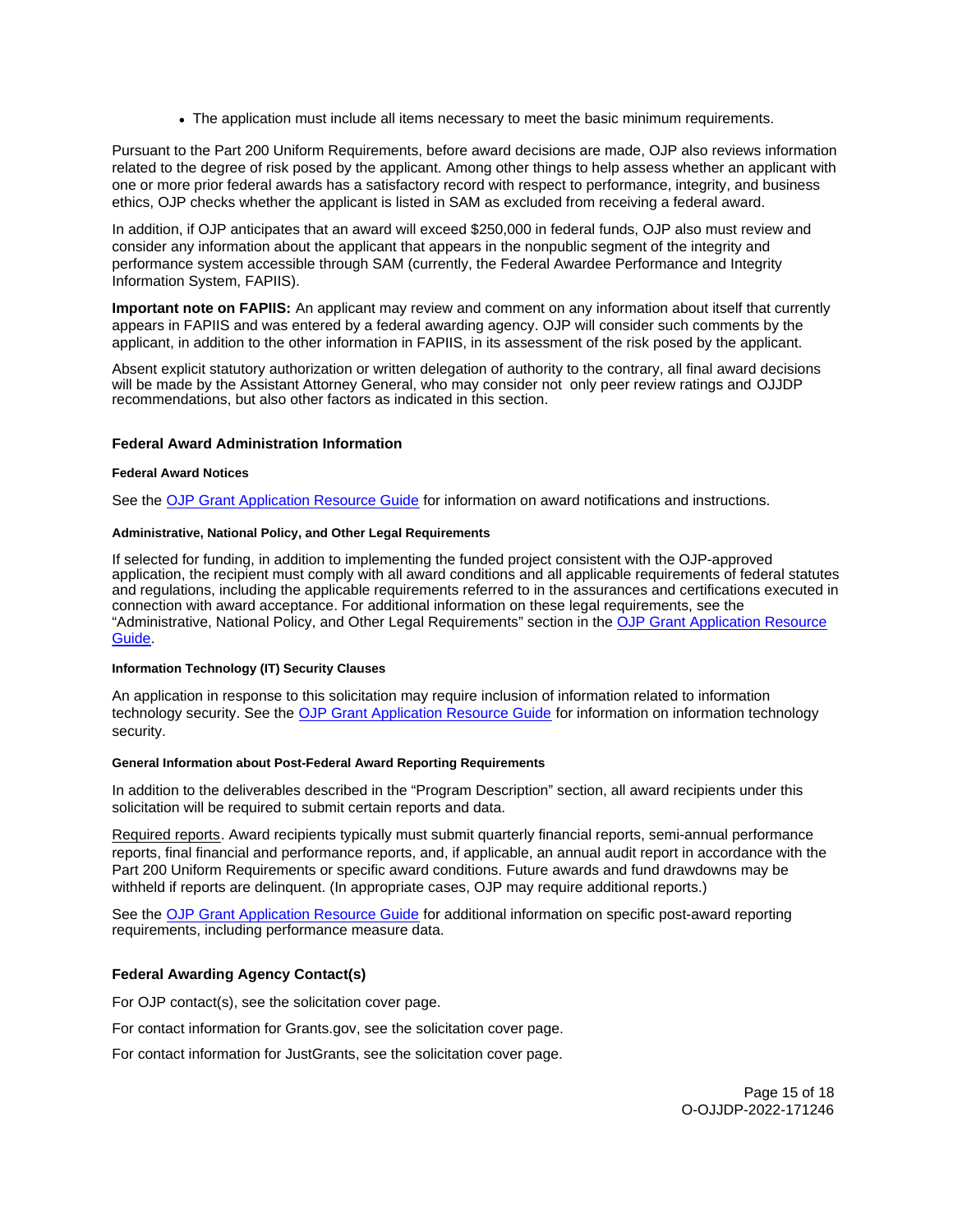- The application must include all items necessary to meet the basic minimum requirements.

Pursuant to the Part 200 Uniform Requirements, before award decisions are made, OJP also reviews information related to the degree of risk posed by the applicant. Among other things to help assess whether an applicant with one or more prior federal awards has a satisfactory record with respect to performance, integrity, and business ethics, OJP checks whether the applicant is listed in SAM as excluded from receiving a federal award.

In addition, if OJP anticipates that an award will exceed $250,000 in federal funds, OJP also must review and consider any information about the applicant that appears in the nonpublic segment of the integrity and performance system accessible through SAM (currently, the Federal Awardee Performance and Integrity Information System, FAPIIS).

**Important note on FAPIIS:** An applicant may review and comment on any information about itself that currently appears in FAPIIS and was entered by a federal awarding agency. OJP will consider such comments by the applicant, in addition to the other information in FAPIIS, in its assessment of the risk posed by the applicant.

Absent explicit statutory authorization or written delegation of authority to the contrary, all final award decisions will be made by the Assistant Attorney General, who may consider not only peer review ratings and OJJDP recommendations, but also other factors as indicated in this section.

## Federal Award Administration Information

#### Federal Award Notices

See the [OJP Grant Application Resource Guide](#) for information on award notifications and instructions.

#### Administrative, National Policy, and Other Legal Requirements

If selected for funding, in addition to implementing the funded project consistent with the OJP-approved application, the recipient must comply with all award conditions and all applicable requirements of federal statutes and regulations, including the applicable requirements referred to in the assurances and certifications executed in connection with award acceptance. For additional information on these legal requirements, see the "Administrative, National Policy, and Other Legal Requirements" section in the [OJP Grant Application Resource Guide](#).

#### Information Technology (IT) Security Clauses

An application in response to this solicitation may require inclusion of information related to information technology security. See the [OJP Grant Application Resource Guide](#) for information on information technology security.

#### General Information about Post-Federal Award Reporting Requirements

In addition to the deliverables described in the "Program Description" section, all award recipients under this solicitation will be required to submit certain reports and data.

Required reports. Award recipients typically must submit quarterly financial reports, semi-annual performance reports, final financial and performance reports, and, if applicable, an annual audit report in accordance with the Part 200 Uniform Requirements or specific award conditions. Future awards and fund drawdowns may be withheld if reports are delinquent. (In appropriate cases, OJP may require additional reports.)

See the [OJP Grant Application Resource Guide](#) for additional information on specific post-award reporting requirements, including performance measure data.

## Federal Awarding Agency Contact(s)

For OJP contact(s), see the solicitation cover page.

For contact information for Grants.gov, see the solicitation cover page.

For contact information for JustGrants, see the solicitation cover page.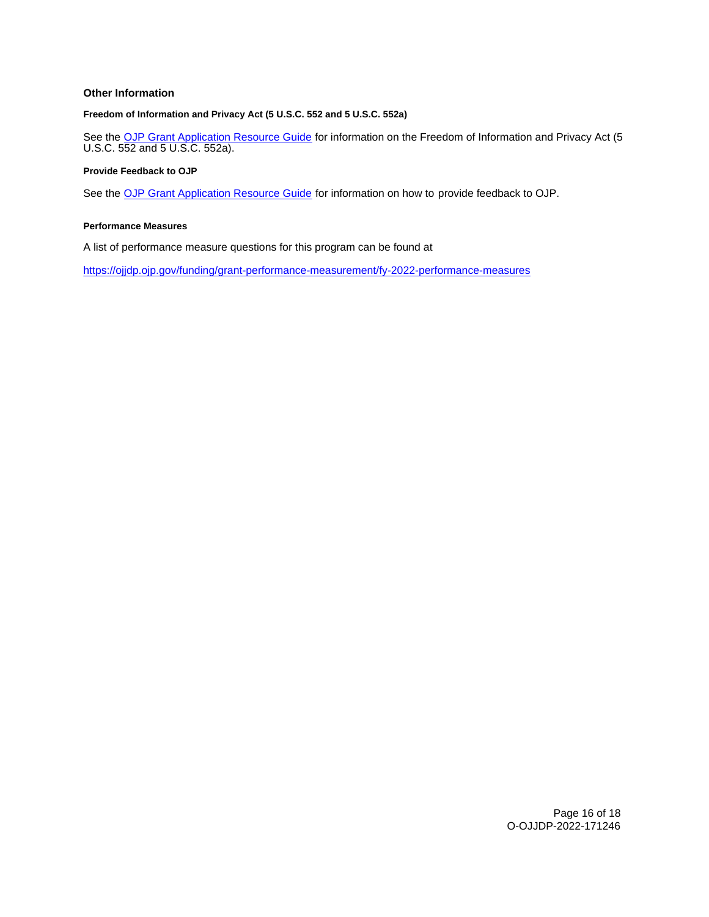## Other Information

### Freedom of Information and Privacy Act (5 U.S.C. 552 and 5 U.S.C. 552a)

See the OJP Grant Application Resource Guide for information on the Freedom of Information and Privacy Act (5 U.S.C. 552 and 5 U.S.C. 552a).

### Provide Feedback to OJP

See the OJP Grant Application Resource Guide for information on how to provide feedback to OJP.

### Performance Measures

A list of performance measure questions for this program can be found at

https://ojjdp.ojp.gov/funding/grant-performance-measurement/fy-2022-performance-measures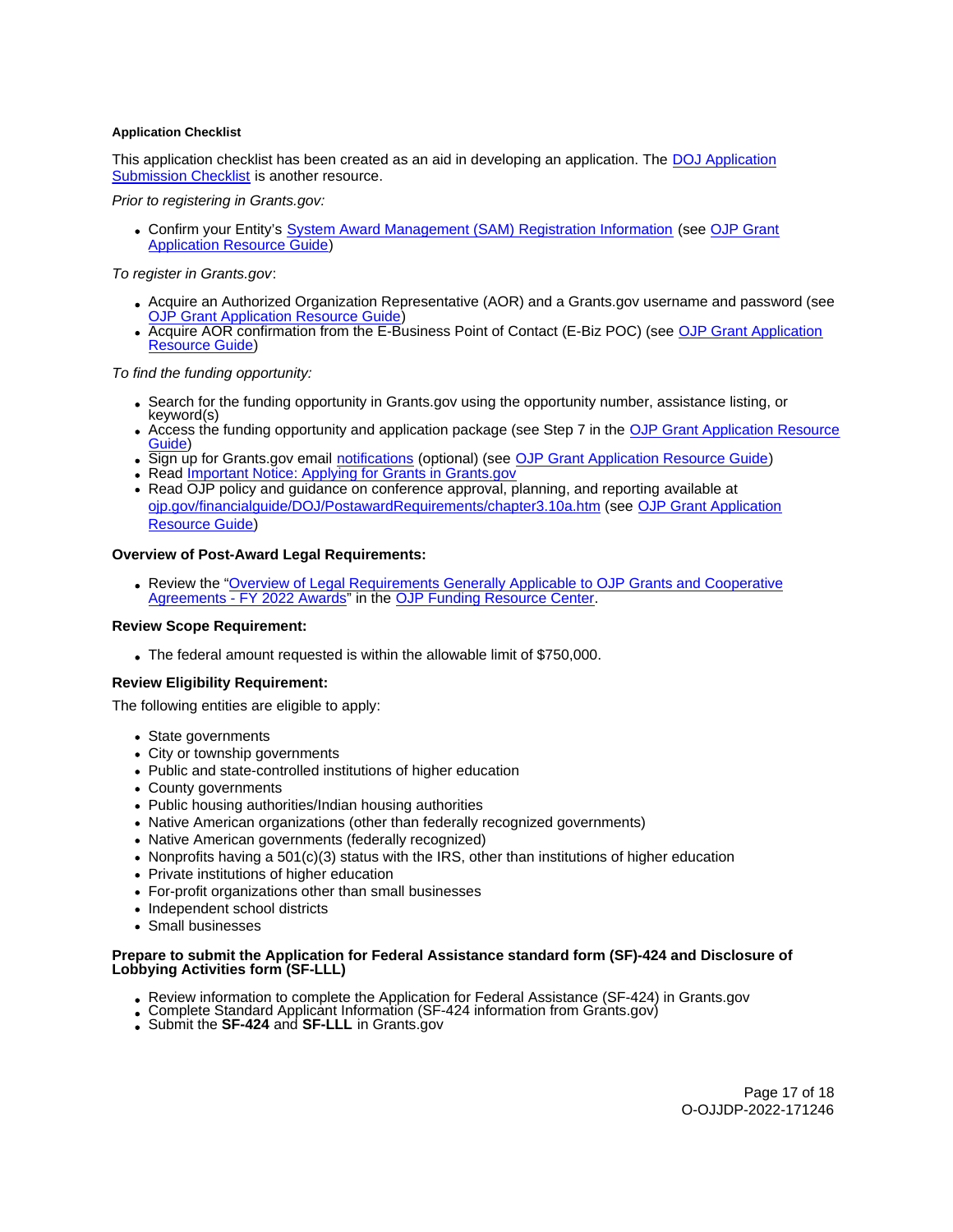**Application Checklist**

This application checklist has been created as an aid in developing an application. The DOJ Application Submission Checklist is another resource.

*Prior to registering in Grants.gov:*

- Confirm your Entity's System Award Management (SAM) Registration Information (see OJP Grant Application Resource Guide)

*To register in Grants.gov*:

- Acquire an Authorized Organization Representative (AOR) and a Grants.gov username and password (see OJP Grant Application Resource Guide)
- Acquire AOR confirmation from the E-Business Point of Contact (E-Biz POC) (see OJP Grant Application Resource Guide)

*To find the funding opportunity:*

- Search for the funding opportunity in Grants.gov using the opportunity number, assistance listing, or keyword(s)
- Access the funding opportunity and application package (see Step 7 in the OJP Grant Application Resource Guide)
- Sign up for Grants.gov email notifications (optional) (see OJP Grant Application Resource Guide)
- Read Important Notice: Applying for Grants in Grants.gov
- Read OJP policy and guidance on conference approval, planning, and reporting available at ojp.gov/financialguide/DOJ/PostawardRequirements/chapter3.10a.htm (see OJP Grant Application Resource Guide)

**Overview of Post-Award Legal Requirements:**

- Review the "Overview of Legal Requirements Generally Applicable to OJP Grants and Cooperative Agreements - FY 2022 Awards" in the OJP Funding Resource Center.

**Review Scope Requirement:**

- The federal amount requested is within the allowable limit of $750,000.

**Review Eligibility Requirement:**

The following entities are eligible to apply:

- State governments
- City or township governments
- Public and state-controlled institutions of higher education
- County governments
- Public housing authorities/Indian housing authorities
- Native American organizations (other than federally recognized governments)
- Native American governments (federally recognized)
- Nonprofits having a 501(c)(3) status with the IRS, other than institutions of higher education
- Private institutions of higher education
- For-profit organizations other than small businesses
- Independent school districts
- Small businesses

**Prepare to submit the Application for Federal Assistance standard form (SF)-424 and Disclosure of Lobbying Activities form (SF-LLL)**

- Review information to complete the Application for Federal Assistance (SF-424) in Grants.gov
- Complete Standard Applicant Information (SF-424 information from Grants.gov)
- Submit the **SF-424** and **SF-LLL** in Grants.gov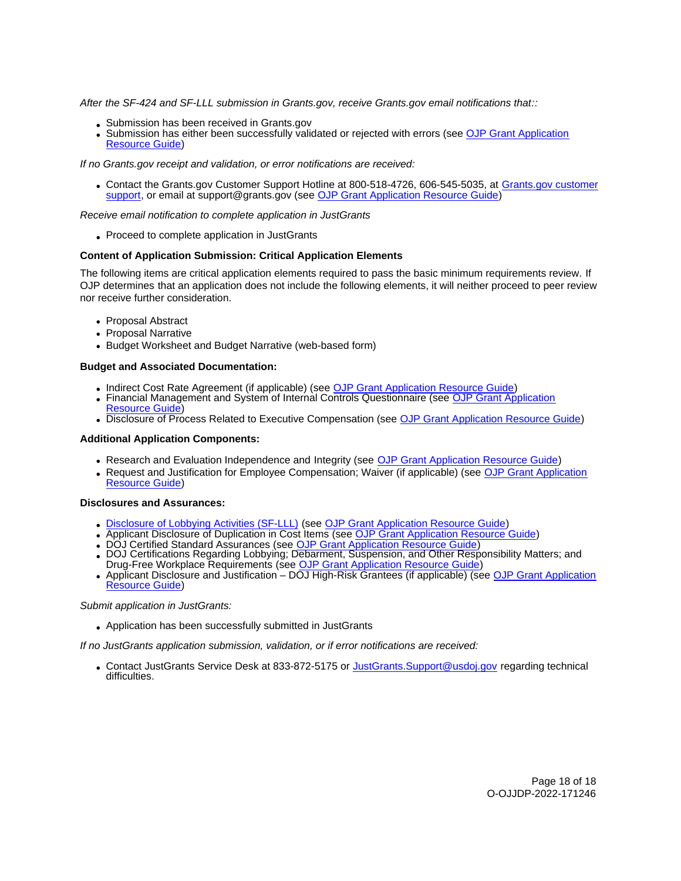*After the SF-424 and SF-LLL submission in Grants.gov, receive Grants.gov email notifications that::*

- Submission has been received in Grants.gov
- Submission has either been successfully validated or rejected with errors (see OJP Grant Application Resource Guide)

*If no Grants.gov receipt and validation, or error notifications are received:*

- Contact the Grants.gov Customer Support Hotline at 800-518-4726, 606-545-5035, at Grants.gov customer support, or email at support@grants.gov (see OJP Grant Application Resource Guide)

*Receive email notification to complete application in JustGrants*

- Proceed to complete application in JustGrants

**Content of Application Submission: Critical Application Elements**

The following items are critical application elements required to pass the basic minimum requirements review. If OJP determines that an application does not include the following elements, it will neither proceed to peer review nor receive further consideration.

- Proposal Abstract
- Proposal Narrative
- Budget Worksheet and Budget Narrative (web-based form)

**Budget and Associated Documentation:**

- Indirect Cost Rate Agreement (if applicable) (see OJP Grant Application Resource Guide)
- Financial Management and System of Internal Controls Questionnaire (see OJP Grant Application Resource Guide)
- Disclosure of Process Related to Executive Compensation (see OJP Grant Application Resource Guide)

**Additional Application Components:**

- Research and Evaluation Independence and Integrity (see OJP Grant Application Resource Guide)
- Request and Justification for Employee Compensation; Waiver (if applicable) (see OJP Grant Application Resource Guide)

**Disclosures and Assurances:**

- Disclosure of Lobbying Activities (SF-LLL) (see OJP Grant Application Resource Guide)
- Applicant Disclosure of Duplication in Cost Items (see OJP Grant Application Resource Guide)
- DOJ Certified Standard Assurances (see OJP Grant Application Resource Guide)
- DOJ Certifications Regarding Lobbying; Debarment, Suspension, and Other Responsibility Matters; and Drug-Free Workplace Requirements (see OJP Grant Application Resource Guide)
- Applicant Disclosure and Justification – DOJ High-Risk Grantees (if applicable) (see OJP Grant Application Resource Guide)

*Submit application in JustGrants:*

- Application has been successfully submitted in JustGrants

*If no JustGrants application submission, validation, or if error notifications are received:*

- Contact JustGrants Service Desk at 833-872-5175 or JustGrants.Support@usdoj.gov regarding technical difficulties.